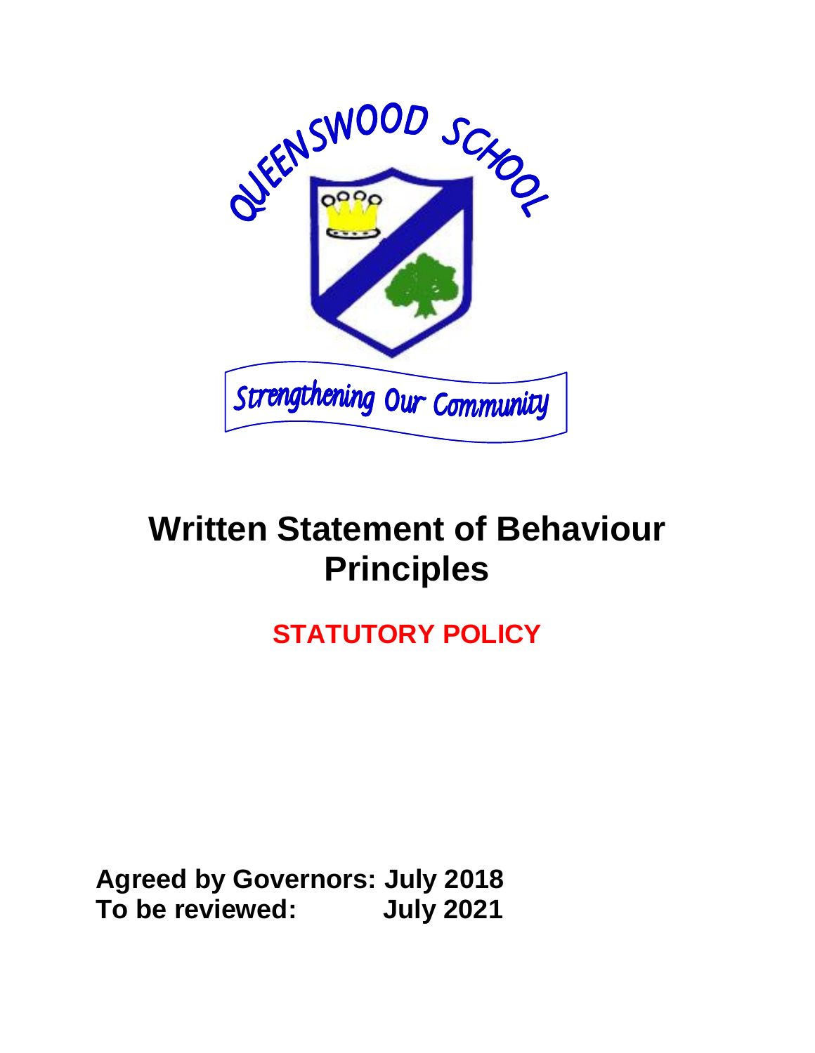QUEENSWOOD SCHOOL

Strengthening Our Community

# Written Statement of Behaviour Principles

## STATUTORY POLICY

**Agreed by Governors: July 2018**
**To be reviewed: July 2021**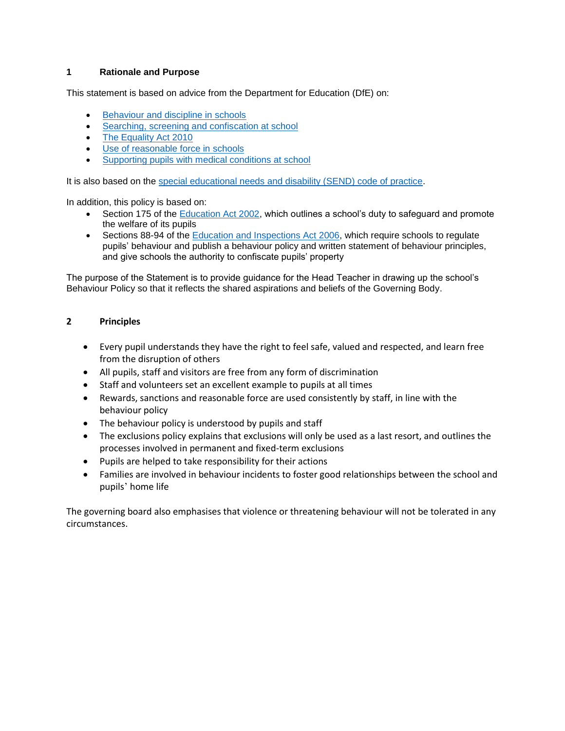## 1 Rationale and Purpose

This statement is based on advice from the Department for Education (DfE) on:

- Behaviour and discipline in schools
- Searching, screening and confiscation at school
- The Equality Act 2010
- Use of reasonable force in schools
- Supporting pupils with medical conditions at school

It is also based on the special educational needs and disability (SEND) code of practice.

In addition, this policy is based on:

- Section 175 of the Education Act 2002, which outlines a school's duty to safeguard and promote the welfare of its pupils
- Sections 88-94 of the Education and Inspections Act 2006, which require schools to regulate pupils' behaviour and publish a behaviour policy and written statement of behaviour principles, and give schools the authority to confiscate pupils' property

The purpose of the Statement is to provide guidance for the Head Teacher in drawing up the school's Behaviour Policy so that it reflects the shared aspirations and beliefs of the Governing Body.

## 2 Principles

- Every pupil understands they have the right to feel safe, valued and respected, and learn free from the disruption of others
- All pupils, staff and visitors are free from any form of discrimination
- Staff and volunteers set an excellent example to pupils at all times
- Rewards, sanctions and reasonable force are used consistently by staff, in line with the behaviour policy
- The behaviour policy is understood by pupils and staff
- The exclusions policy explains that exclusions will only be used as a last resort, and outlines the processes involved in permanent and fixed-term exclusions
- Pupils are helped to take responsibility for their actions
- Families are involved in behaviour incidents to foster good relationships between the school and pupils' home life

The governing board also emphasises that violence or threatening behaviour will not be tolerated in any circumstances.